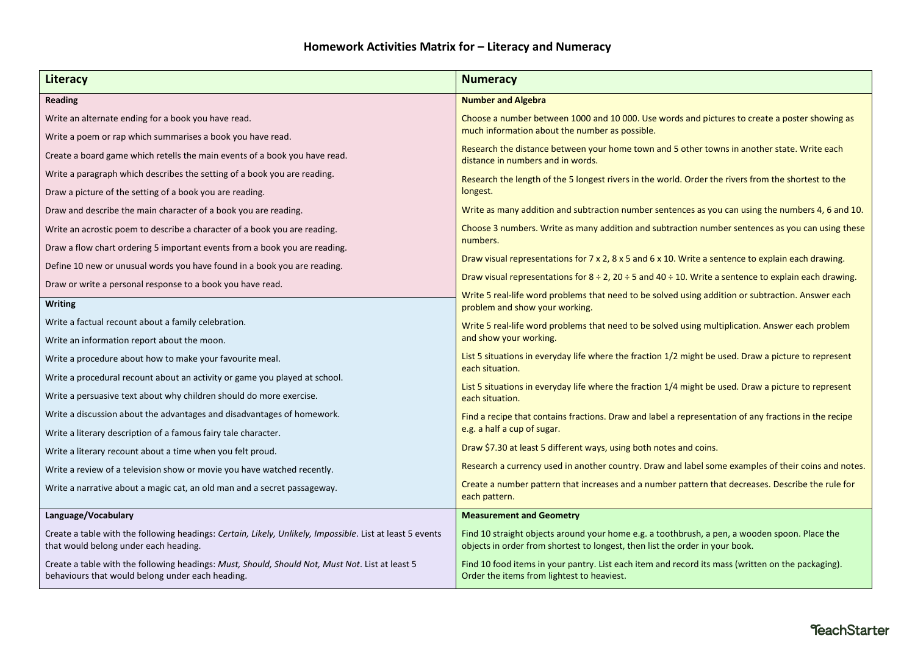# Homework Activities Matrix for – Literacy and Numeracy

| Literacy | Numeracy |
| --- | --- |
| **Reading** | **Number and Algebra** |
| Write an alternate ending for a book you have read. | Choose a number between 1000 and 10 000. Use words and pictures to create a poster showing as much information about the number as possible. |
| Write a poem or rap which summarises a book you have read. | Research the distance between your home town and 5 other towns in another state. Write each distance in numbers and in words. |
| Create a board game which retells the main events of a book you have read. | Research the length of the 5 longest rivers in the world. Order the rivers from the shortest to the longest. |
| Write a paragraph which describes the setting of a book you are reading. | Write as many addition and subtraction number sentences as you can using the numbers 4, 6 and 10. |
| Draw a picture of the setting of a book you are reading. | Choose 3 numbers. Write as many addition and subtraction number sentences as you can using these numbers. |
| Draw and describe the main character of a book you are reading. | Draw visual representations for 7 x 2, 8 x 5 and 6 x 10. Write a sentence to explain each drawing. |
| Write an acrostic poem to describe a character of a book you are reading. | Draw visual representations for 8 ÷ 2, 20 ÷ 5 and 40 ÷ 10. Write a sentence to explain each drawing. |
| Draw a flow chart ordering 5 important events from a book you are reading. | Write 5 real-life word problems that need to be solved using addition or subtraction. Answer each problem and show your working. |
| Define 10 new or unusual words you have found in a book you are reading. | Write 5 real-life word problems that need to be solved using multiplication. Answer each problem and show your working. |
| Draw or write a personal response to a book you have read. | List 5 situations in everyday life where the fraction 1/2 might be used. Draw a picture to represent each situation. |
| **Writing** | List 5 situations in everyday life where the fraction 1/4 might be used. Draw a picture to represent each situation. |
| Write a factual recount about a family celebration. | Find a recipe that contains fractions. Draw and label a representation of any fractions in the recipe e.g. a half a cup of sugar. |
| Write an information report about the moon. | Draw $7.30 at least 5 different ways, using both notes and coins. |
| Write a procedure about how to make your favourite meal. | Research a currency used in another country. Draw and label some examples of their coins and notes. |
| Write a procedural recount about an activity or game you played at school. | Create a number pattern that increases and a number pattern that decreases. Describe the rule for each pattern. |
| Write a persuasive text about why children should do more exercise. | |
| Write a discussion about the advantages and disadvantages of homework. | |
| Write a literary description of a famous fairy tale character. | |
| Write a literary recount about a time when you felt proud. | |
| Write a review of a television show or movie you have watched recently. | |
| Write a narrative about a magic cat, an old man and a secret passageway. | |
| **Language/Vocabulary** | **Measurement and Geometry** |
| Create a table with the following headings: *Certain, Likely, Unlikely, Impossible*. List at least 5 events that would belong under each heading. | Find 10 straight objects around your home e.g. a toothbrush, a pen, a wooden spoon. Place the objects in order from shortest to longest, then list the order in your book. |
| Create a table with the following headings: *Must, Should, Should Not, Must Not*. List at least 5 behaviours that would belong under each heading. | Find 10 food items in your pantry. List each item and record its mass (written on the packaging). Order the items from lightest to heaviest. |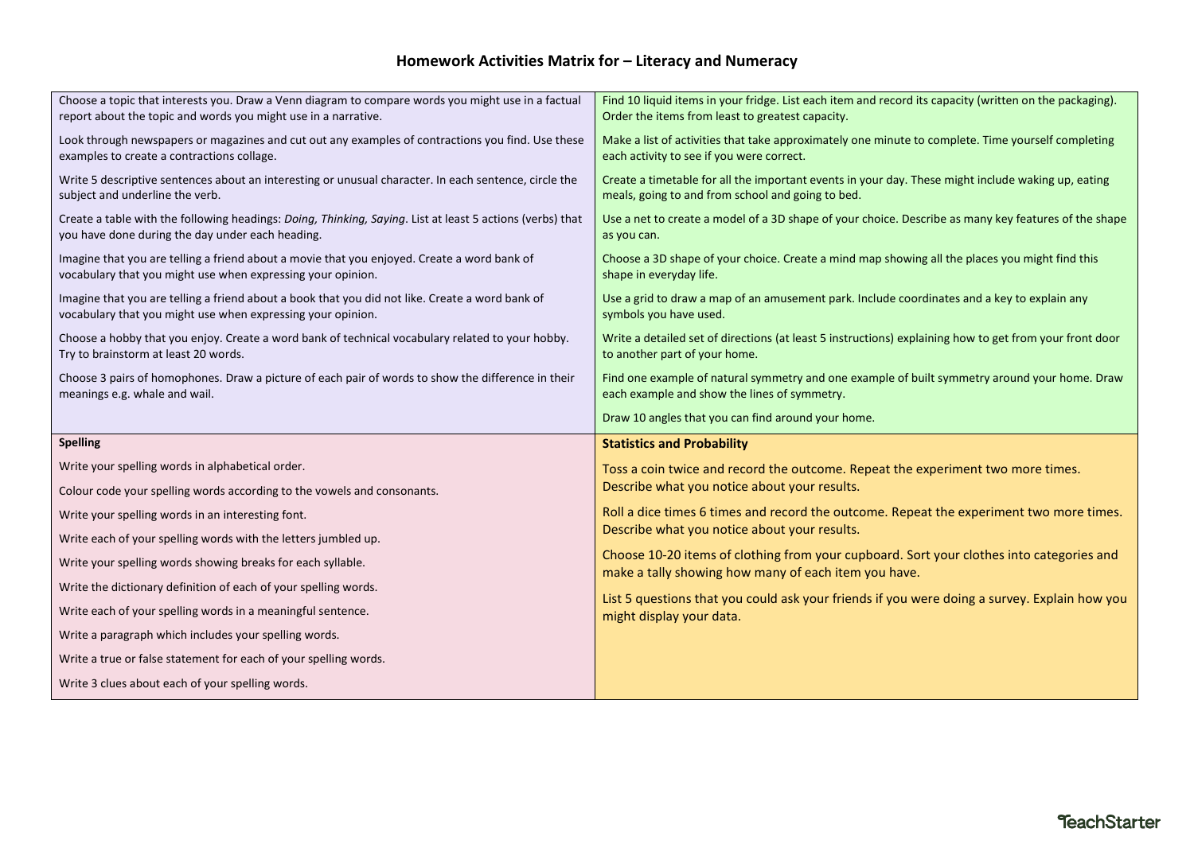# Homework Activities Matrix for – Literacy and Numeracy

Choose a topic that interests you. Draw a Venn diagram to compare words you might use in a factual report about the topic and words you might use in a narrative.

Look through newspapers or magazines and cut out any examples of contractions you find. Use these examples to create a contractions collage.

Write 5 descriptive sentences about an interesting or unusual character. In each sentence, circle the subject and underline the verb.

Create a table with the following headings: *Doing, Thinking, Saying*. List at least 5 actions (verbs) that you have done during the day under each heading.

Imagine that you are telling a friend about a movie that you enjoyed. Create a word bank of vocabulary that you might use when expressing your opinion.

Imagine that you are telling a friend about a book that you did not like. Create a word bank of vocabulary that you might use when expressing your opinion.

Choose a hobby that you enjoy. Create a word bank of technical vocabulary related to your hobby. Try to brainstorm at least 20 words.

Choose 3 pairs of homophones. Draw a picture of each pair of words to show the difference in their meanings e.g. whale and wail.

Find 10 liquid items in your fridge. List each item and record its capacity (written on the packaging). Order the items from least to greatest capacity.

Make a list of activities that take approximately one minute to complete. Time yourself completing each activity to see if you were correct.

Create a timetable for all the important events in your day. These might include waking up, eating meals, going to and from school and going to bed.

Use a net to create a model of a 3D shape of your choice. Describe as many key features of the shape as you can.

Choose a 3D shape of your choice. Create a mind map showing all the places you might find this shape in everyday life.

Use a grid to draw a map of an amusement park. Include coordinates and a key to explain any symbols you have used.

Write a detailed set of directions (at least 5 instructions) explaining how to get from your front door to another part of your home.

Find one example of natural symmetry and one example of built symmetry around your home. Draw each example and show the lines of symmetry.

Draw 10 angles that you can find around your home.

**Spelling**

Write your spelling words in alphabetical order.

Colour code your spelling words according to the vowels and consonants.

Write your spelling words in an interesting font.

Write each of your spelling words with the letters jumbled up.

Write your spelling words showing breaks for each syllable.

Write the dictionary definition of each of your spelling words.

Write each of your spelling words in a meaningful sentence.

Write a paragraph which includes your spelling words.

Write a true or false statement for each of your spelling words.

Write 3 clues about each of your spelling words.

**Statistics and Probability**

Toss a coin twice and record the outcome. Repeat the experiment two more times. Describe what you notice about your results.

Roll a dice times 6 times and record the outcome. Repeat the experiment two more times. Describe what you notice about your results.

Choose 10-20 items of clothing from your cupboard. Sort your clothes into categories and make a tally showing how many of each item you have.

List 5 questions that you could ask your friends if you were doing a survey. Explain how you might display your data.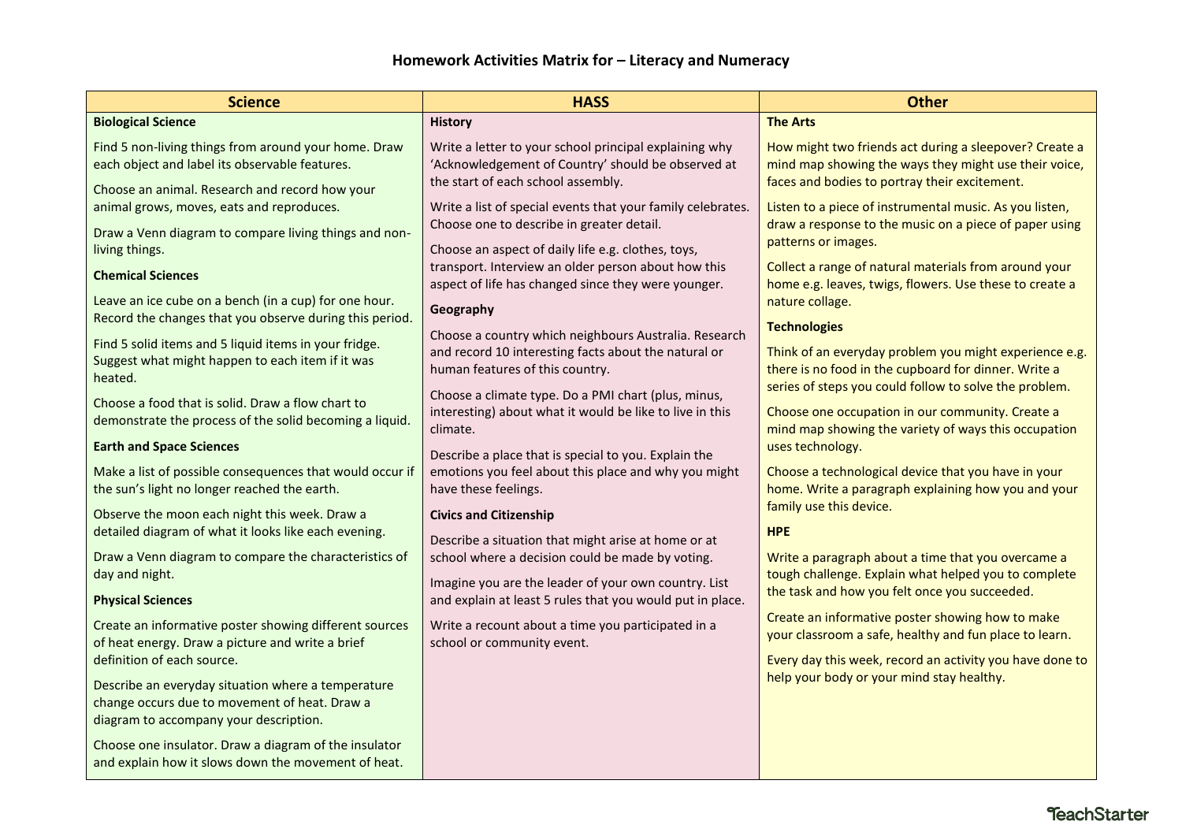# Homework Activities Matrix for – Literacy and Numeracy

| Science | HASS | Other |
|---|---|---|
| **Biological Science**<br><br>Find 5 non-living things from around your home. Draw each object and label its observable features.<br><br>Choose an animal. Research and record how your animal grows, moves, eats and reproduces.<br><br>Draw a Venn diagram to compare living things and non-living things.<br><br>**Chemical Sciences**<br><br>Leave an ice cube on a bench (in a cup) for one hour. Record the changes that you observe during this period.<br><br>Find 5 solid items and 5 liquid items in your fridge. Suggest what might happen to each item if it was heated.<br><br>Choose a food that is solid. Draw a flow chart to demonstrate the process of the solid becoming a liquid.<br><br>**Earth and Space Sciences**<br><br>Make a list of possible consequences that would occur if the sun's light no longer reached the earth.<br><br>Observe the moon each night this week. Draw a detailed diagram of what it looks like each evening.<br><br>Draw a Venn diagram to compare the characteristics of day and night.<br><br>**Physical Sciences**<br><br>Create an informative poster showing different sources of heat energy. Draw a picture and write a brief definition of each source.<br><br>Describe an everyday situation where a temperature change occurs due to movement of heat. Draw a diagram to accompany your description.<br><br>Choose one insulator. Draw a diagram of the insulator and explain how it slows down the movement of heat. | **History**<br><br>Write a letter to your school principal explaining why 'Acknowledgement of Country' should be observed at the start of each school assembly.<br><br>Write a list of special events that your family celebrates. Choose one to describe in greater detail.<br><br>Choose an aspect of daily life e.g. clothes, toys, transport. Interview an older person about how this aspect of life has changed since they were younger.<br><br>**Geography**<br><br>Choose a country which neighbours Australia. Research and record 10 interesting facts about the natural or human features of this country.<br><br>Choose a climate type. Do a PMI chart (plus, minus, interesting) about what it would be like to live in this climate.<br><br>Describe a place that is special to you. Explain the emotions you feel about this place and why you might have these feelings.<br><br>**Civics and Citizenship**<br><br>Describe a situation that might arise at home or at school where a decision could be made by voting.<br><br>Imagine you are the leader of your own country. List and explain at least 5 rules that you would put in place.<br><br>Write a recount about a time you participated in a school or community event. | **The Arts**<br><br>How might two friends act during a sleepover? Create a mind map showing the ways they might use their voice, faces and bodies to portray their excitement.<br><br>Listen to a piece of instrumental music. As you listen, draw a response to the music on a piece of paper using patterns or images.<br><br>Collect a range of natural materials from around your home e.g. leaves, twigs, flowers. Use these to create a nature collage.<br><br>**Technologies**<br><br>Think of an everyday problem you might experience e.g. there is no food in the cupboard for dinner. Write a series of steps you could follow to solve the problem.<br><br>Choose one occupation in our community. Create a mind map showing the variety of ways this occupation uses technology.<br><br>Choose a technological device that you have in your home. Write a paragraph explaining how you and your family use this device.<br><br>**HPE**<br><br>Write a paragraph about a time that you overcame a tough challenge. Explain what helped you to complete the task and how you felt once you succeeded.<br><br>Create an informative poster showing how to make your classroom a safe, healthy and fun place to learn.<br><br>Every day this week, record an activity you have done to help your body or your mind stay healthy. |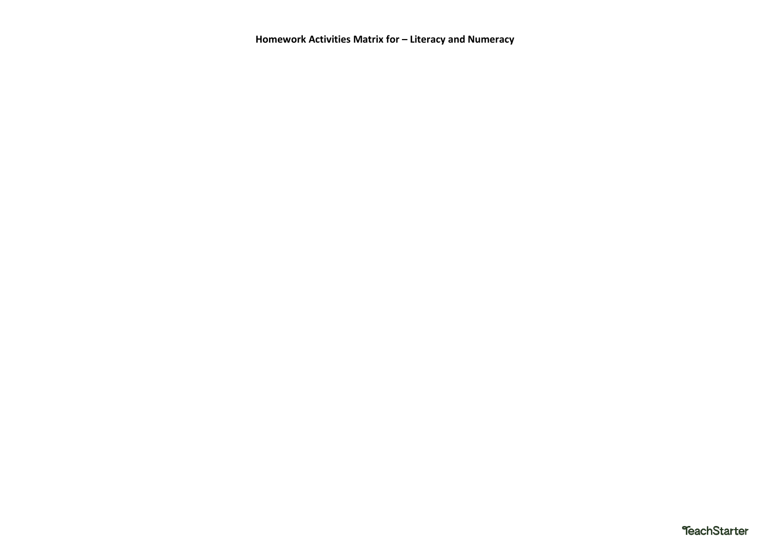**Homework Activities Matrix for – Literacy and Numeracy**